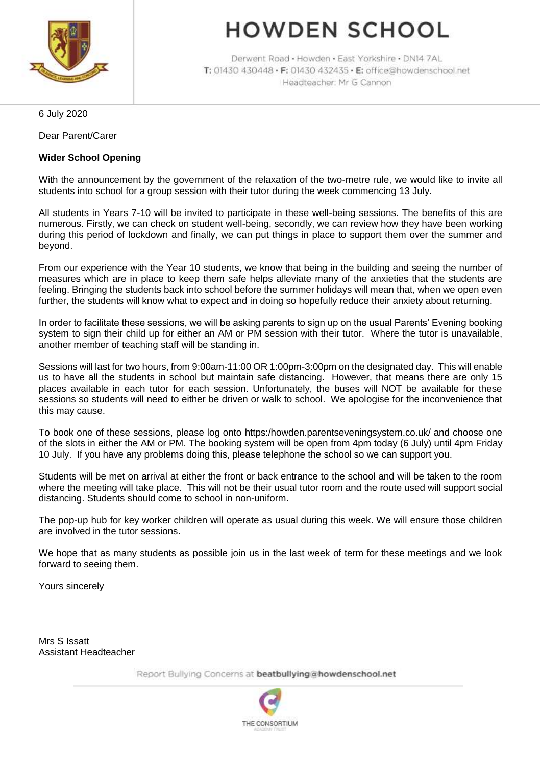# HOWDEN SCHOOL

Derwent Road • Howden • East Yorkshire • DN14 7AL
**T:** 01430 430448 • **F:** 01430 432435 • **E:** office@howdenschool.net
Headteacher: Mr G Cannon

6 July 2020

Dear Parent/Carer

**Wider School Opening**

With the announcement by the government of the relaxation of the two-metre rule, we would like to invite all students into school for a group session with their tutor during the week commencing 13 July.

All students in Years 7-10 will be invited to participate in these well-being sessions. The benefits of this are numerous. Firstly, we can check on student well-being, secondly, we can review how they have been working during this period of lockdown and finally, we can put things in place to support them over the summer and beyond.

From our experience with the Year 10 students, we know that being in the building and seeing the number of measures which are in place to keep them safe helps alleviate many of the anxieties that the students are feeling. Bringing the students back into school before the summer holidays will mean that, when we open even further, the students will know what to expect and in doing so hopefully reduce their anxiety about returning.

In order to facilitate these sessions, we will be asking parents to sign up on the usual Parents' Evening booking system to sign their child up for either an AM or PM session with their tutor. Where the tutor is unavailable, another member of teaching staff will be standing in.

Sessions will last for two hours, from 9:00am-11:00 OR 1:00pm-3:00pm on the designated day. This will enable us to have all the students in school but maintain safe distancing. However, that means there are only 15 places available in each tutor for each session. Unfortunately, the buses will NOT be available for these sessions so students will need to either be driven or walk to school. We apologise for the inconvenience that this may cause.

To book one of these sessions, please log onto https:/howden.parentseveningsystem.co.uk/ and choose one of the slots in either the AM or PM. The booking system will be open from 4pm today (6 July) until 4pm Friday 10 July. If you have any problems doing this, please telephone the school so we can support you.

Students will be met on arrival at either the front or back entrance to the school and will be taken to the room where the meeting will take place. This will not be their usual tutor room and the route used will support social distancing. Students should come to school in non-uniform.

The pop-up hub for key worker children will operate as usual during this week. We will ensure those children are involved in the tutor sessions.

We hope that as many students as possible join us in the last week of term for these meetings and we look forward to seeing them.

Yours sincerely

Mrs S Issatt
Assistant Headteacher

Report Bullying Concerns at **beatbullying@howdenschool.net**

THE CONSORTIUM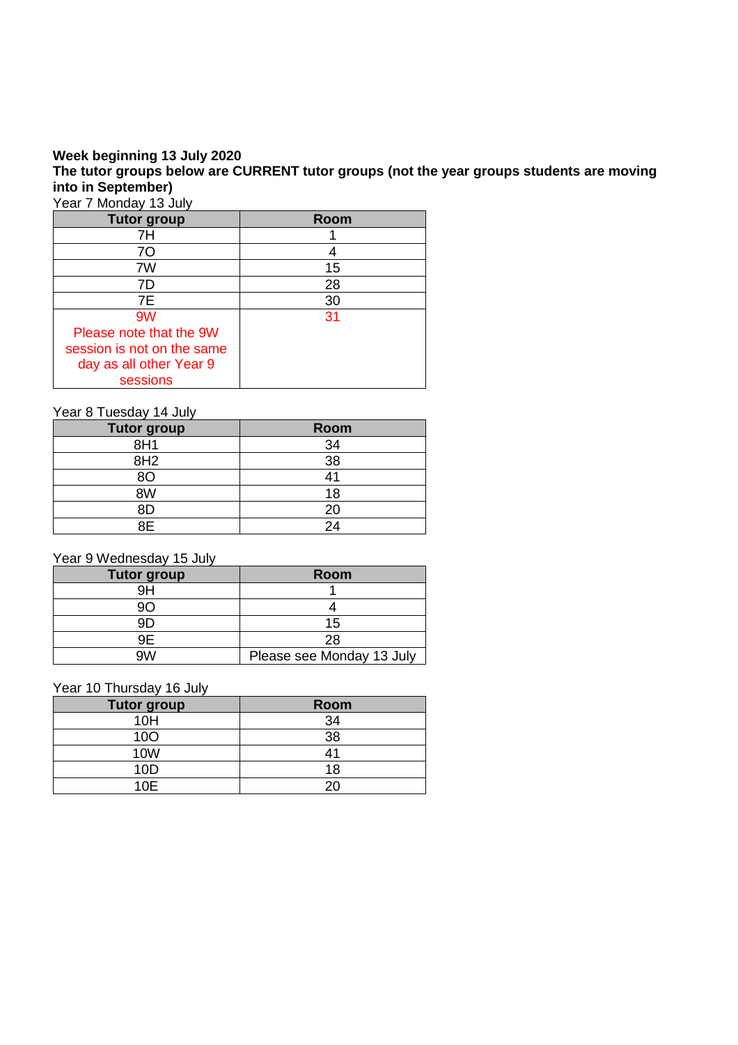**Week beginning 13 July 2020**

**The tutor groups below are CURRENT tutor groups (not the year groups students are moving into in September)**

Year 7 Monday 13 July

| Tutor group | Room |
|---|---|
| 7H | 1 |
| 7O | 4 |
| 7W | 15 |
| 7D | 28 |
| 7E | 30 |
| 9W Please note that the 9W session is not on the same day as all other Year 9 sessions | 31 |

Year 8 Tuesday 14 July

| Tutor group | Room |
|---|---|
| 8H1 | 34 |
| 8H2 | 38 |
| 8O | 41 |
| 8W | 18 |
| 8D | 20 |
| 8E | 24 |

Year 9 Wednesday 15 July

| Tutor group | Room |
|---|---|
| 9H | 1 |
| 9O | 4 |
| 9D | 15 |
| 9E | 28 |
| 9W | Please see Monday 13 July |

Year 10 Thursday 16 July

| Tutor group | Room |
|---|---|
| 10H | 34 |
| 10O | 38 |
| 10W | 41 |
| 10D | 18 |
| 10E | 20 |